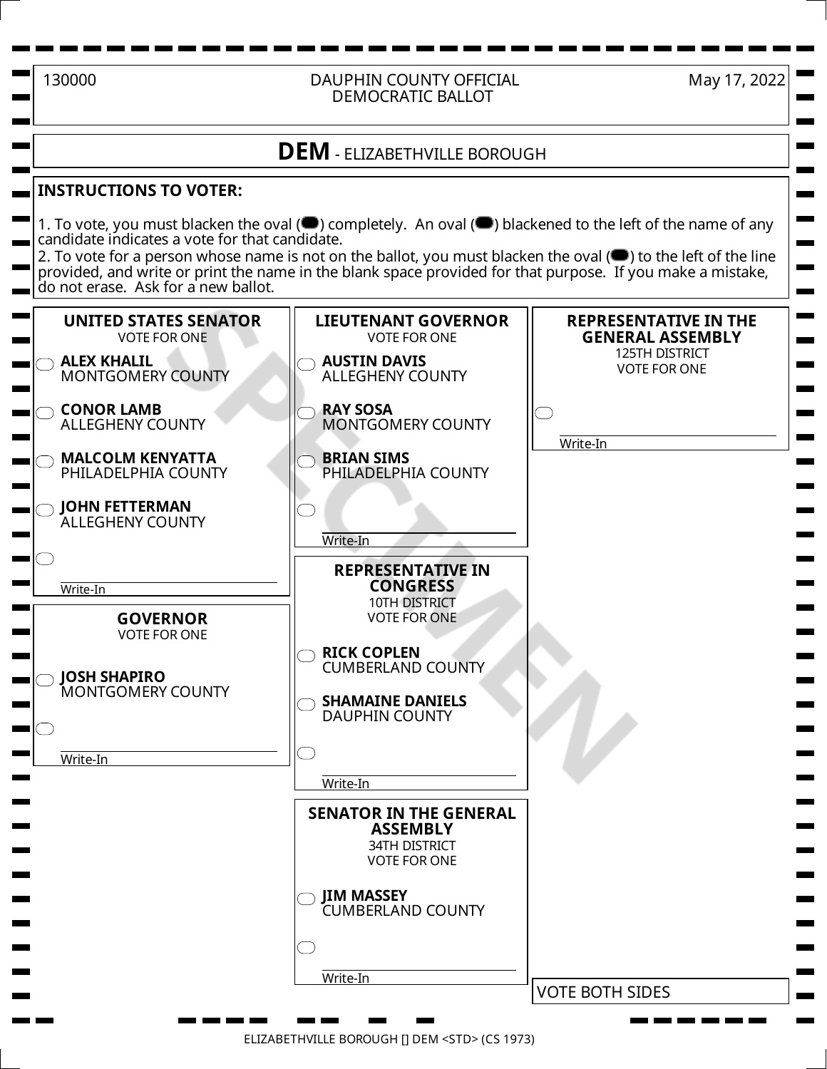130000

DAUPHIN COUNTY OFFICIAL
DEMOCRATIC BALLOT

May 17, 2022

# DEM - ELIZABETHVILLE BOROUGH

**INSTRUCTIONS TO VOTER:**

1. To vote, you must blacken the oval (⬬) completely. An oval (⬬) blackened to the left of the name of any candidate indicates a vote for that candidate.
2. To vote for a person whose name is not on the ballot, you must blacken the oval (⬬) to the left of the line provided, and write or print the name in the blank space provided for that purpose. If you make a mistake, do not erase. Ask for a new ballot.

## UNITED STATES SENATOR
VOTE FOR ONE

- ⬭ **ALEX KHALIL**
  MONTGOMERY COUNTY
- ⬭ **CONOR LAMB**
  ALLEGHENY COUNTY
- ⬭ **MALCOLM KENYATTA**
  PHILADELPHIA COUNTY
- ⬭ **JOHN FETTERMAN**
  ALLEGHENY COUNTY
- ⬭ ______________
  Write-In

## GOVERNOR
VOTE FOR ONE

- ⬭ **JOSH SHAPIRO**
  MONTGOMERY COUNTY
- ⬭ ______________
  Write-In

## LIEUTENANT GOVERNOR
VOTE FOR ONE

- ⬭ **AUSTIN DAVIS**
  ALLEGHENY COUNTY
- ⬭ **RAY SOSA**
  MONTGOMERY COUNTY
- ⬭ **BRIAN SIMS**
  PHILADELPHIA COUNTY
- ⬭ ______________
  Write-In

## REPRESENTATIVE IN CONGRESS
10TH DISTRICT
VOTE FOR ONE

- ⬭ **RICK COPLEN**
  CUMBERLAND COUNTY
- ⬭ **SHAMAINE DANIELS**
  DAUPHIN COUNTY
- ⬭ ______________
  Write-In

## SENATOR IN THE GENERAL ASSEMBLY
34TH DISTRICT
VOTE FOR ONE

- ⬭ **JIM MASSEY**
  CUMBERLAND COUNTY
- ⬭ ______________
  Write-In

## REPRESENTATIVE IN THE GENERAL ASSEMBLY
125TH DISTRICT
VOTE FOR ONE

- ⬭ ______________
  Write-In

VOTE BOTH SIDES

ELIZABETHVILLE BOROUGH [] DEM <STD> (CS 1973)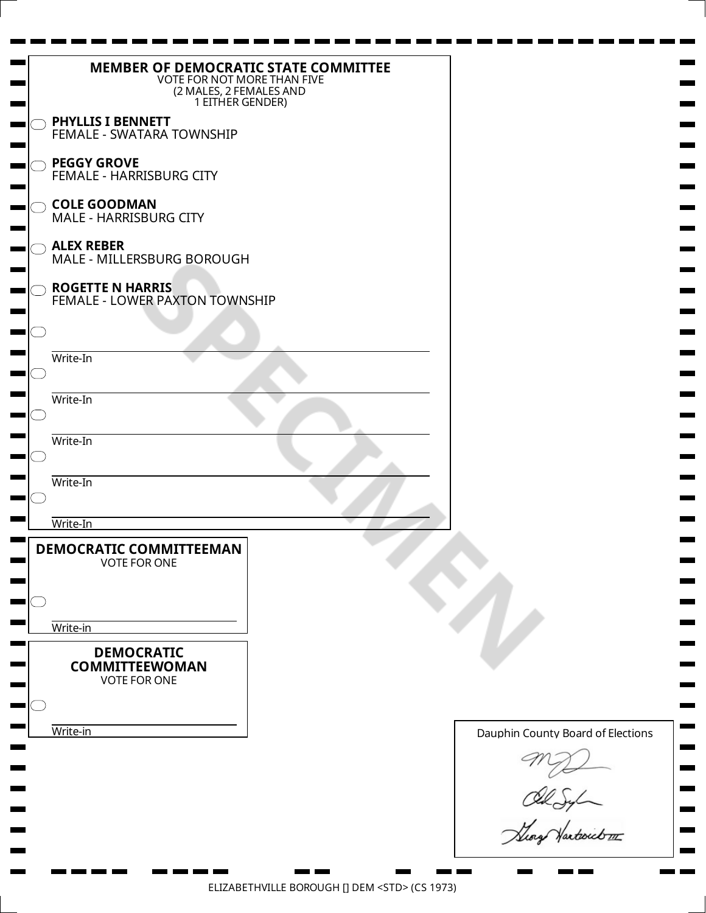## MEMBER OF DEMOCRATIC STATE COMMITTEE

VOTE FOR NOT MORE THAN FIVE
(2 MALES, 2 FEMALES AND
1 EITHER GENDER)

- **PHYLLIS I BENNETT**
  FEMALE - SWATARA TOWNSHIP
- **PEGGY GROVE**
  FEMALE - HARRISBURG CITY
- **COLE GOODMAN**
  MALE - HARRISBURG CITY
- **ALEX REBER**
  MALE - MILLERSBURG BOROUGH
- **ROGETTE N HARRIS**
  FEMALE - LOWER PAXTON TOWNSHIP
- Write-In
- Write-In
- Write-In
- Write-In
- Write-In

## DEMOCRATIC COMMITTEEMAN

VOTE FOR ONE

- Write-in

## DEMOCRATIC COMMITTEEWOMAN

VOTE FOR ONE

- Write-in

SPECIMEN

Dauphin County Board of Elections

ELIZABETHVILLE BOROUGH [] DEM <STD> (CS 1973)